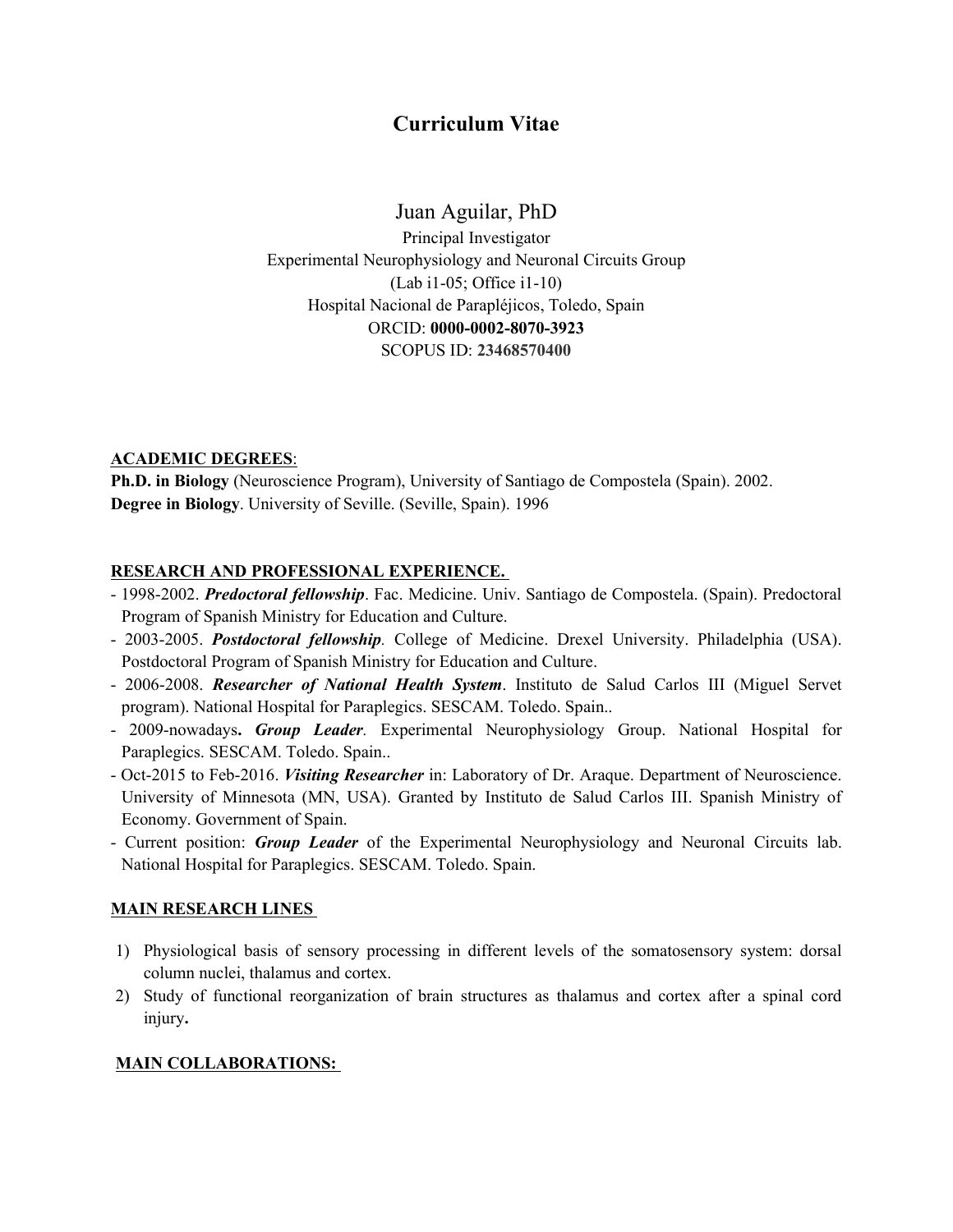# Curriculum Vitae

Juan Aguilar, PhD

Principal Investigator

Experimental Neurophysiology and Neuronal Circuits Group

(Lab i1-05; Office i1-10)

Hospital Nacional de Parapléjicos, Toledo, Spain

ORCID: **0000-0002-8070-3923**

SCOPUS ID: **23468570400**

## ACADEMIC DEGREES:

**Ph.D. in Biology** (Neuroscience Program), University of Santiago de Compostela (Spain). 2002.

**Degree in Biology**. University of Seville. (Seville, Spain). 1996

## RESEARCH AND PROFESSIONAL EXPERIENCE.

- 1998-2002. ***Predoctoral fellowship***. Fac. Medicine. Univ. Santiago de Compostela. (Spain). Predoctoral Program of Spanish Ministry for Education and Culture.
- 2003-2005. ***Postdoctoral fellowship***. College of Medicine. Drexel University. Philadelphia (USA). Postdoctoral Program of Spanish Ministry for Education and Culture.
- 2006-2008. ***Researcher of National Health System***. Instituto de Salud Carlos III (Miguel Servet program). National Hospital for Paraplegics. SESCAM. Toledo. Spain..
- 2009-nowadays**.** ***Group Leader***. Experimental Neurophysiology Group. National Hospital for Paraplegics. SESCAM. Toledo. Spain..
- Oct-2015 to Feb-2016. ***Visiting Researcher*** in: Laboratory of Dr. Araque. Department of Neuroscience. University of Minnesota (MN, USA). Granted by Instituto de Salud Carlos III. Spanish Ministry of Economy. Government of Spain.
- Current position: ***Group Leader*** of the Experimental Neurophysiology and Neuronal Circuits lab. National Hospital for Paraplegics. SESCAM. Toledo. Spain.

## MAIN RESEARCH LINES

1) Physiological basis of sensory processing in different levels of the somatosensory system: dorsal column nuclei, thalamus and cortex.
2) Study of functional reorganization of brain structures as thalamus and cortex after a spinal cord injury**.**

## MAIN COLLABORATIONS: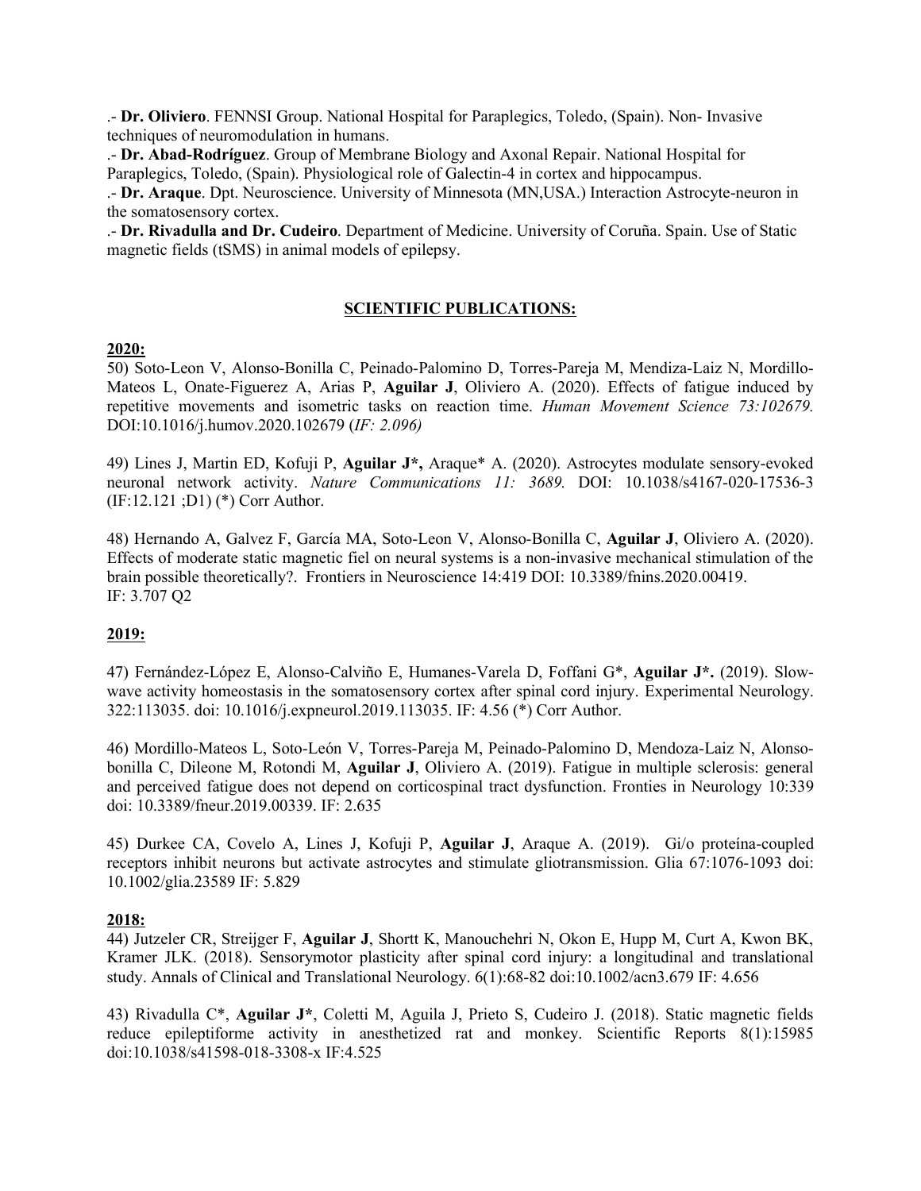.- **Dr. Oliviero**. FENNSI Group. National Hospital for Paraplegics, Toledo, (Spain). Non- Invasive techniques of neuromodulation in humans.

.- **Dr. Abad-Rodríguez**. Group of Membrane Biology and Axonal Repair. National Hospital for Paraplegics, Toledo, (Spain). Physiological role of Galectin-4 in cortex and hippocampus.

.- **Dr. Araque**. Dpt. Neuroscience. University of Minnesota (MN,USA.) Interaction Astrocyte-neuron in the somatosensory cortex.

.- **Dr. Rivadulla and Dr. Cudeiro**. Department of Medicine. University of Coruña. Spain. Use of Static magnetic fields (tSMS) in animal models of epilepsy.

## SCIENTIFIC PUBLICATIONS:

### 2020:

50) Soto-Leon V, Alonso-Bonilla C, Peinado-Palomino D, Torres-Pareja M, Mendiza-Laiz N, Mordillo-Mateos L, Onate-Figuerez A, Arias P, **Aguilar J**, Oliviero A. (2020). Effects of fatigue induced by repetitive movements and isometric tasks on reaction time. *Human Movement Science 73:102679.* DOI:10.1016/j.humov.2020.102679 (*IF: 2.096)*

49) Lines J, Martin ED, Kofuji P, **Aguilar J\*,** Araque\* A. (2020). Astrocytes modulate sensory-evoked neuronal network activity. *Nature Communications 11: 3689.* DOI: 10.1038/s4167-020-17536-3 (IF:12.121 ;D1) (*) Corr Author.

48) Hernando A, Galvez F, García MA, Soto-Leon V, Alonso-Bonilla C, **Aguilar J**, Oliviero A. (2020). Effects of moderate static magnetic fiel on neural systems is a non-invasive mechanical stimulation of the brain possible theoretically?. Frontiers in Neuroscience 14:419 DOI: 10.3389/fnins.2020.00419. IF: 3.707 Q2

### 2019:

47) Fernández-López E, Alonso-Calviño E, Humanes-Varela D, Foffani G*, **Aguilar J\*.** (2019). Slow-wave activity homeostasis in the somatosensory cortex after spinal cord injury. Experimental Neurology. 322:113035. doi: 10.1016/j.expneurol.2019.113035. IF: 4.56 (*) Corr Author.

46) Mordillo-Mateos L, Soto-León V, Torres-Pareja M, Peinado-Palomino D, Mendoza-Laiz N, Alonso-bonilla C, Dileone M, Rotondi M, **Aguilar J**, Oliviero A. (2019). Fatigue in multiple sclerosis: general and perceived fatigue does not depend on corticospinal tract dysfunction. Fronties in Neurology 10:339 doi: 10.3389/fneur.2019.00339. IF: 2.635

45) Durkee CA, Covelo A, Lines J, Kofuji P, **Aguilar J**, Araque A. (2019). Gi/o proteína-coupled receptors inhibit neurons but activate astrocytes and stimulate gliotransmission. Glia 67:1076-1093 doi: 10.1002/glia.23589 IF: 5.829

### 2018:

44) Jutzeler CR, Streijger F, **Aguilar J**, Shortt K, Manouchehri N, Okon E, Hupp M, Curt A, Kwon BK, Kramer JLK. (2018). Sensorymotor plasticity after spinal cord injury: a longitudinal and translational study. Annals of Clinical and Translational Neurology. 6(1):68-82 doi:10.1002/acn3.679 IF: 4.656

43) Rivadulla C*, **Aguilar J\***, Coletti M, Aguila J, Prieto S, Cudeiro J. (2018). Static magnetic fields reduce epileptiforme activity in anesthetized rat and monkey. Scientific Reports 8(1):15985 doi:10.1038/s41598-018-3308-x IF:4.525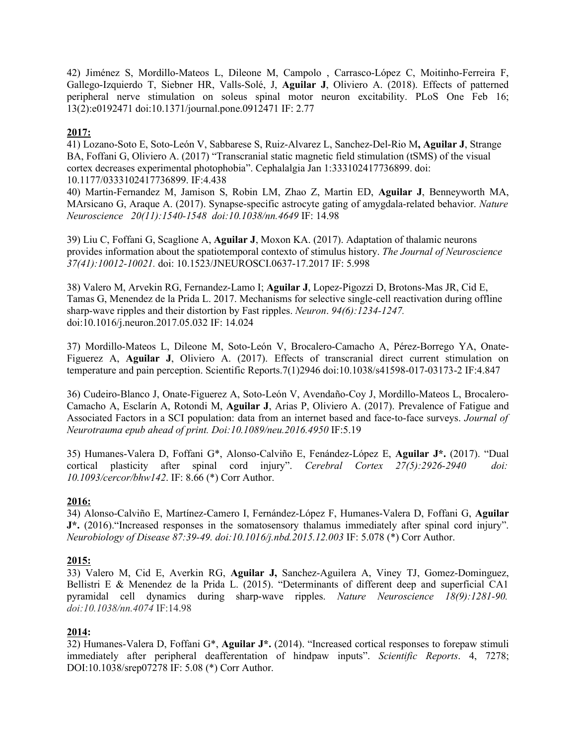42) Jiménez S, Mordillo-Mateos L, Dileone M, Campolo , Carrasco-López C, Moitinho-Ferreira F, Gallego-Izquierdo T, Siebner HR, Valls-Solé, J, **Aguilar J**, Oliviero A. (2018). Effects of patterned peripheral nerve stimulation on soleus spinal motor neuron excitability. PLoS One Feb 16; 13(2):e0192471 doi:10.1371/journal.pone.0912471 IF: 2.77

**2017:**

41) Lozano-Soto E, Soto-León V, Sabbarese S, Ruiz-Alvarez L, Sanchez-Del-Rio M**, Aguilar J**, Strange BA, Foffani G, Oliviero A. (2017) "Transcranial static magnetic field stimulation (tSMS) of the visual cortex decreases experimental photophobia". Cephalalgia Jan 1:333102417736899. doi: 10.1177/0333102417736899. IF:4.438

40) Martin-Fernandez M, Jamison S, Robin LM, Zhao Z, Martin ED, **Aguilar J**, Benneyworth MA, MArsicano G, Araque A. (2017). Synapse-specific astrocyte gating of amygdala-related behavior. *Nature Neuroscience 20(11):1540-1548 doi:10.1038/nn.4649* IF: 14.98

39) Liu C, Foffani G, Scaglione A, **Aguilar J**, Moxon KA. (2017). Adaptation of thalamic neurons provides information about the spatiotemporal contexto of stimulus history. *The Journal of Neuroscience 37(41):10012-10021.* doi: 10.1523/JNEUROSCI.0637-17.2017 IF: 5.998

38) Valero M, Arvekin RG, Fernandez-Lamo I; **Aguilar J**, Lopez-Pigozzi D, Brotons-Mas JR, Cid E, Tamas G, Menendez de la Prida L. 2017. Mechanisms for selective single-cell reactivation during offline sharp-wave ripples and their distortion by Fast ripples. *Neuron*. *94(6):1234-1247.* doi:10.1016/j.neuron.2017.05.032 IF: 14.024

37) Mordillo-Mateos L, Dileone M, Soto-León V, Brocalero-Camacho A, Pérez-Borrego YA, Onate-Figuerez A, **Aguilar J**, Oliviero A. (2017). Effects of transcranial direct current stimulation on temperature and pain perception. Scientific Reports.7(1)2946 doi:10.1038/s41598-017-03173-2 IF:4.847

36) Cudeiro-Blanco J, Onate-Figuerez A, Soto-León V, Avendaño-Coy J, Mordillo-Mateos L, Brocalero-Camacho A, Esclarín A, Rotondi M, **Aguilar J**, Arias P, Oliviero A. (2017). Prevalence of Fatigue and Associated Factors in a SCI population: data from an internet based and face-to-face surveys. *Journal of Neurotrauma epub ahead of print. Doi:10.1089/neu.2016.4950* IF:5.19

35) Humanes-Valera D, Foffani G*, Alonso-Calviño E, Fenández-López E, **Aguilar J*.** (2017). "Dual cortical plasticity after spinal cord injury". *Cerebral Cortex 27(5):2926-2940 doi: 10.1093/cercor/bhw142*. IF: 8.66 (*) Corr Author.

**2016:**

34) Alonso-Calviño E, Martínez-Camero I, Fernández-López F, Humanes-Valera D, Foffani G, **Aguilar J*.** (2016)."Increased responses in the somatosensory thalamus immediately after spinal cord injury". *Neurobiology of Disease 87:39-49. doi:10.1016/j.nbd.2015.12.003* IF: 5.078 (*) Corr Author.

**2015:**

33) Valero M, Cid E, Averkin RG, **Aguilar J,** Sanchez-Aguilera A, Viney TJ, Gomez-Dominguez, Bellistri E & Menendez de la Prida L. (2015). "Determinants of different deep and superficial CA1 pyramidal cell dynamics during sharp-wave ripples. *Nature Neuroscience 18(9):1281-90. doi:10.1038/nn.4074* IF:14.98

**2014:**

32) Humanes-Valera D, Foffani G*, **Aguilar J*.** (2014). "Increased cortical responses to forepaw stimuli immediately after peripheral deafferentation of hindpaw inputs". *Scientific Reports*. 4, 7278; DOI:10.1038/srep07278 IF: 5.08 (*) Corr Author.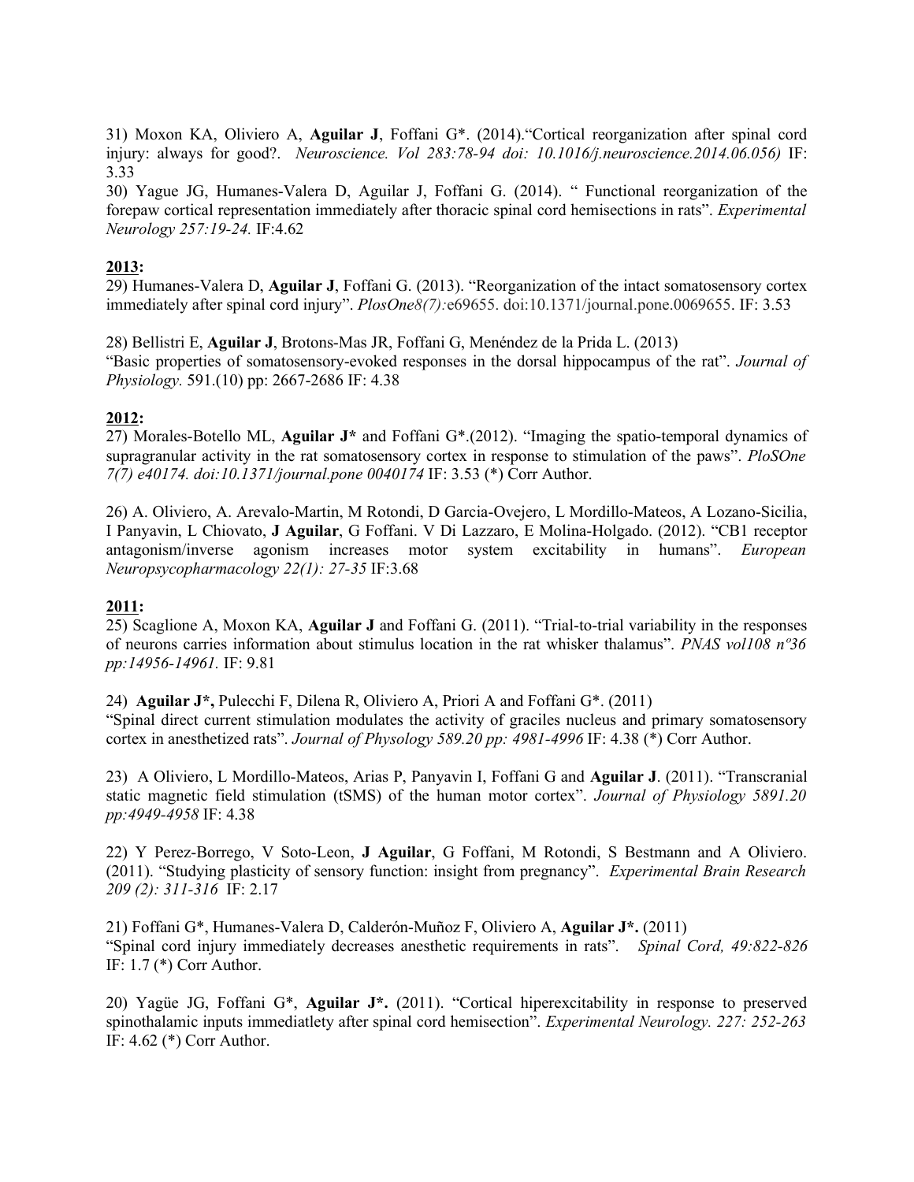31) Moxon KA, Oliviero A, **Aguilar J**, Foffani G*. (2014)."Cortical reorganization after spinal cord injury: always for good?. *Neuroscience. Vol 283:78-94 doi: 10.1016/j.neuroscience.2014.06.056)* IF: 3.33

30) Yague JG, Humanes-Valera D, Aguilar J, Foffani G. (2014). " Functional reorganization of the forepaw cortical representation immediately after thoracic spinal cord hemisections in rats". *Experimental Neurology 257:19-24.* IF:4.62

**2013:**

29) Humanes-Valera D, **Aguilar J**, Foffani G. (2013). "Reorganization of the intact somatosensory cortex immediately after spinal cord injury". *PlosOne8(7):*e69655. doi:10.1371/journal.pone.0069655. IF: 3.53

28) Bellistri E, **Aguilar J**, Brotons-Mas JR, Foffani G, Menéndez de la Prida L. (2013)
"Basic properties of somatosensory-evoked responses in the dorsal hippocampus of the rat". *Journal of Physiology.* 591.(10) pp: 2667-2686 IF: 4.38

**2012:**

27) Morales-Botello ML, **Aguilar J*** and Foffani G*.(2012). "Imaging the spatio-temporal dynamics of supragranular activity in the rat somatosensory cortex in response to stimulation of the paws". *PloSOne 7(7) e40174. doi:10.1371/journal.pone 0040174* IF: 3.53 (*) Corr Author.

26) A. Oliviero, A. Arevalo-Martin, M Rotondi, D Garcia-Ovejero, L Mordillo-Mateos, A Lozano-Sicilia, I Panyavin, L Chiovato, **J Aguilar**, G Foffani. V Di Lazzaro, E Molina-Holgado. (2012). "CB1 receptor antagonism/inverse agonism increases motor system excitability in humans". *European Neuropsycopharmacology 22(1): 27-35* IF:3.68

**2011:**

25) Scaglione A, Moxon KA, **Aguilar J** and Foffani G. (2011). "Trial-to-trial variability in the responses of neurons carries information about stimulus location in the rat whisker thalamus". *PNAS vol108 nº36 pp:14956-14961.* IF: 9.81

24) **Aguilar J*,** Pulecchi F, Dilena R, Oliviero A, Priori A and Foffani G*. (2011)
"Spinal direct current stimulation modulates the activity of graciles nucleus and primary somatosensory cortex in anesthetized rats". *Journal of Physology 589.20 pp: 4981-4996* IF: 4.38 (*) Corr Author.

23) A Oliviero, L Mordillo-Mateos, Arias P, Panyavin I, Foffani G and **Aguilar J**. (2011). "Transcranial static magnetic field stimulation (tSMS) of the human motor cortex". *Journal of Physiology 5891.20 pp:4949-4958* IF: 4.38

22) Y Perez-Borrego, V Soto-Leon, **J Aguilar**, G Foffani, M Rotondi, S Bestmann and A Oliviero. (2011). "Studying plasticity of sensory function: insight from pregnancy". *Experimental Brain Research 209 (2): 311-316* IF: 2.17

21) Foffani G*, Humanes-Valera D, Calderón-Muñoz F, Oliviero A, **Aguilar J*.** (2011)
"Spinal cord injury immediately decreases anesthetic requirements in rats". *Spinal Cord, 49:822-826* IF: 1.7 (*) Corr Author.

20) Yagüe JG, Foffani G*, **Aguilar J*.** (2011). "Cortical hiperexcitability in response to preserved spinothalamic inputs immediatletly after spinal cord hemisection". *Experimental Neurology. 227: 252-263* IF: 4.62 (*) Corr Author.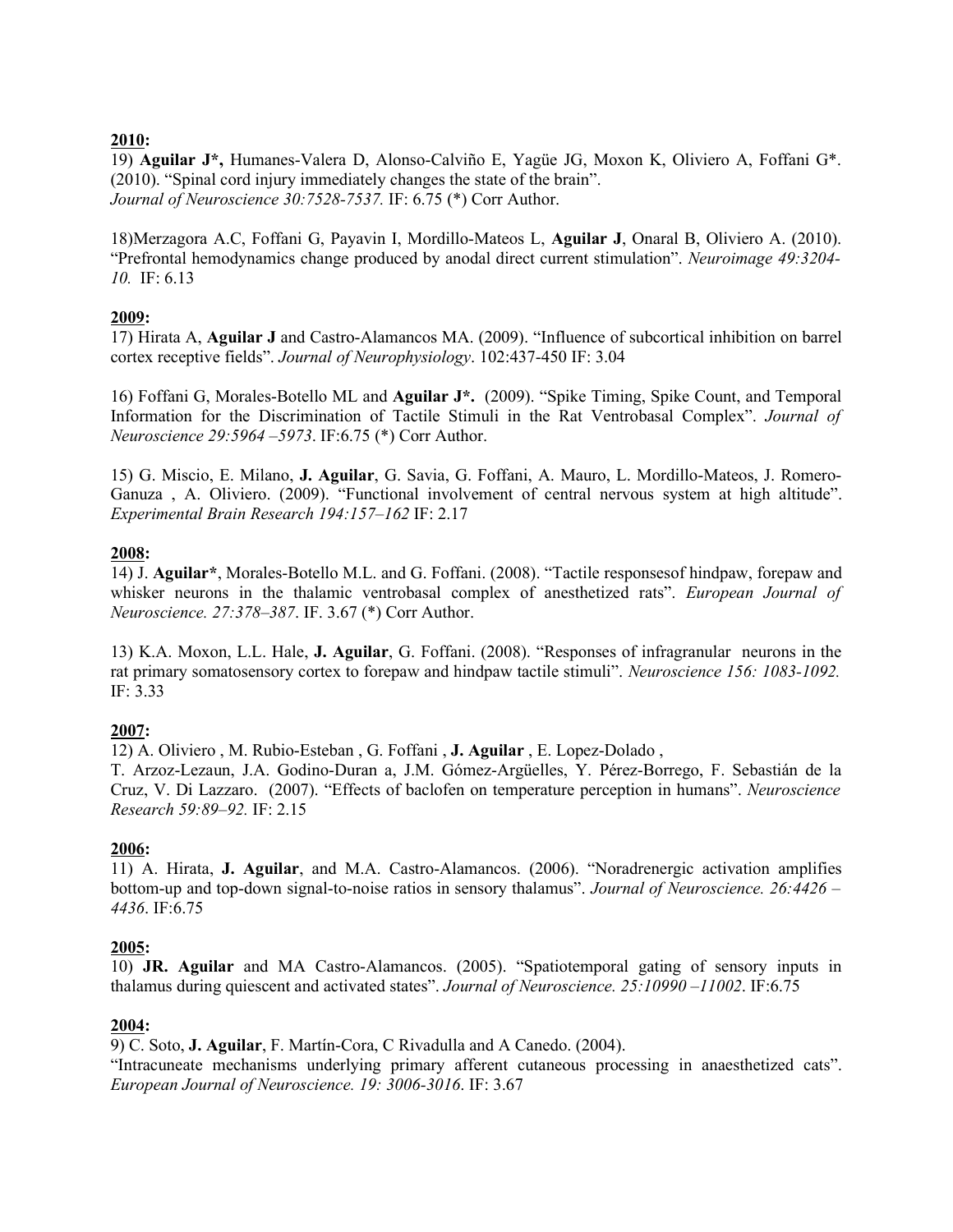**2010:**

19) **Aguilar J\*,** Humanes-Valera D, Alonso-Calviño E, Yagüe JG, Moxon K, Oliviero A, Foffani G\*. (2010). "Spinal cord injury immediately changes the state of the brain". *Journal of Neuroscience 30:7528-7537.* IF: 6.75 (\*) Corr Author.

18)Merzagora A.C, Foffani G, Payavin I, Mordillo-Mateos L, **Aguilar J**, Onaral B, Oliviero A. (2010). "Prefrontal hemodynamics change produced by anodal direct current stimulation". *Neuroimage 49:3204-10.* IF: 6.13

**2009:**

17) Hirata A, **Aguilar J** and Castro-Alamancos MA. (2009). "Influence of subcortical inhibition on barrel cortex receptive fields". *Journal of Neurophysiology*. 102:437-450 IF: 3.04

16) Foffani G, Morales-Botello ML and **Aguilar J\*.** (2009). "Spike Timing, Spike Count, and Temporal Information for the Discrimination of Tactile Stimuli in the Rat Ventrobasal Complex". *Journal of Neuroscience 29:5964 –5973*. IF:6.75 (\*) Corr Author.

15) G. Miscio, E. Milano, **J. Aguilar**, G. Savia, G. Foffani, A. Mauro, L. Mordillo-Mateos, J. Romero-Ganuza , A. Oliviero. (2009). "Functional involvement of central nervous system at high altitude". *Experimental Brain Research 194:157–162* IF: 2.17

**2008:**

14) J. **Aguilar\***, Morales-Botello M.L. and G. Foffani. (2008). "Tactile responsesof hindpaw, forepaw and whisker neurons in the thalamic ventrobasal complex of anesthetized rats". *European Journal of Neuroscience. 27:378–387*. IF. 3.67 (\*) Corr Author.

13) K.A. Moxon, L.L. Hale, **J. Aguilar**, G. Foffani. (2008). "Responses of infragranular neurons in the rat primary somatosensory cortex to forepaw and hindpaw tactile stimuli". *Neuroscience 156: 1083-1092.* IF: 3.33

**2007:**

12) A. Oliviero , M. Rubio-Esteban , G. Foffani , **J. Aguilar** , E. Lopez-Dolado , T. Arzoz-Lezaun, J.A. Godino-Duran a, J.M. Gómez-Argüelles, Y. Pérez-Borrego, F. Sebastián de la Cruz, V. Di Lazzaro. (2007). "Effects of baclofen on temperature perception in humans". *Neuroscience Research 59:89–92.* IF: 2.15

**2006:**

11) A. Hirata, **J. Aguilar**, and M.A. Castro-Alamancos. (2006). "Noradrenergic activation amplifies bottom-up and top-down signal-to-noise ratios in sensory thalamus". *Journal of Neuroscience. 26:4426 – 4436*. IF:6.75

**2005:**

10) **JR. Aguilar** and MA Castro-Alamancos. (2005). "Spatiotemporal gating of sensory inputs in thalamus during quiescent and activated states". *Journal of Neuroscience. 25:10990 –11002*. IF:6.75

**2004:**

9) C. Soto, **J. Aguilar**, F. Martín-Cora, C Rivadulla and A Canedo. (2004). "Intracuneate mechanisms underlying primary afferent cutaneous processing in anaesthetized cats". *European Journal of Neuroscience. 19: 3006-3016*. IF: 3.67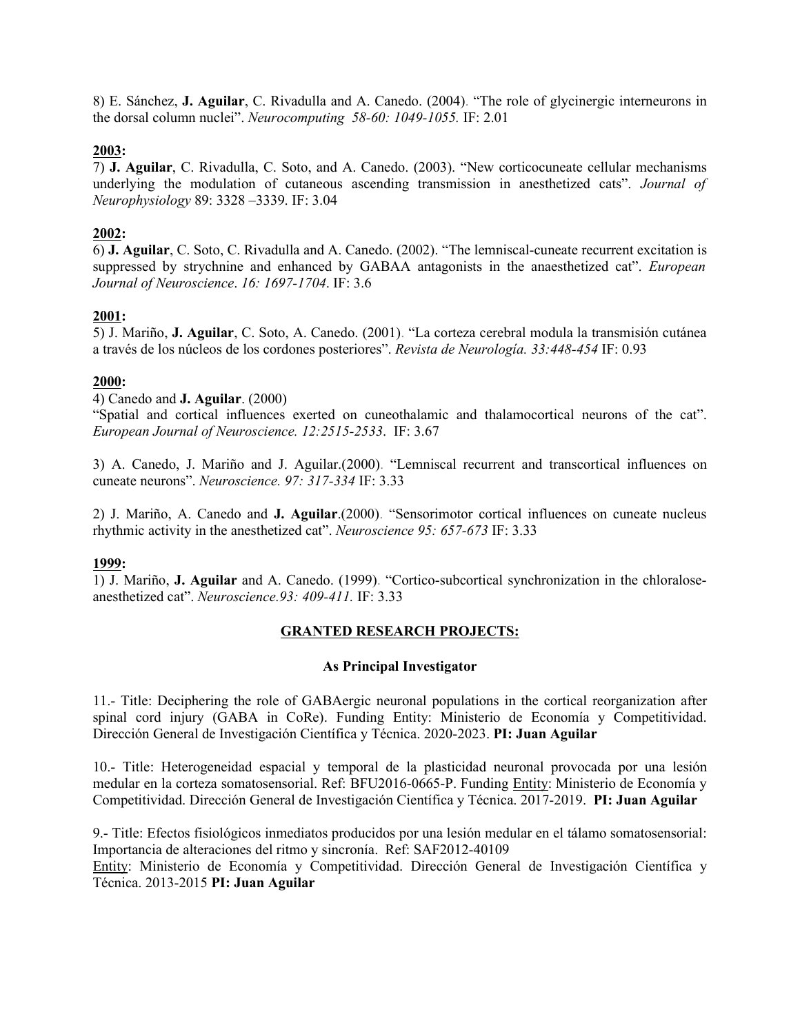8) E. Sánchez, **J. Aguilar**, C. Rivadulla and A. Canedo. (2004). "The role of glycinergic interneurons in the dorsal column nuclei". *Neurocomputing 58-60: 1049-1055.* IF: 2.01

**2003:**

7) **J. Aguilar**, C. Rivadulla, C. Soto, and A. Canedo. (2003). "New corticocuneate cellular mechanisms underlying the modulation of cutaneous ascending transmission in anesthetized cats". *Journal of Neurophysiology* 89: 3328 –3339. IF: 3.04

**2002:**

6) **J. Aguilar**, C. Soto, C. Rivadulla and A. Canedo. (2002). "The lemniscal-cuneate recurrent excitation is suppressed by strychnine and enhanced by GABAA antagonists in the anaesthetized cat". *European Journal of Neuroscience*. *16: 1697-1704*. IF: 3.6

**2001:**

5) J. Mariño, **J. Aguilar**, C. Soto, A. Canedo. (2001). "La corteza cerebral modula la transmisión cutánea a través de los núcleos de los cordones posteriores". *Revista de Neurología. 33:448-454* IF: 0.93

**2000:**

4) Canedo and **J. Aguilar**. (2000)
"Spatial and cortical influences exerted on cuneothalamic and thalamocortical neurons of the cat". *European Journal of Neuroscience. 12:2515-2533*. IF: 3.67

3) A. Canedo, J. Mariño and J. Aguilar.(2000). "Lemniscal recurrent and transcortical influences on cuneate neurons". *Neuroscience. 97: 317-334* IF: 3.33

2) J. Mariño, A. Canedo and **J. Aguilar**.(2000). "Sensorimotor cortical influences on cuneate nucleus rhythmic activity in the anesthetized cat". *Neuroscience 95: 657-673* IF: 3.33

**1999:**

1) J. Mariño, **J. Aguilar** and A. Canedo. (1999). "Cortico-subcortical synchronization in the chloralose-anesthetized cat". *Neuroscience.93: 409-411.* IF: 3.33

## GRANTED RESEARCH PROJECTS:

### As Principal Investigator

11.- Title: Deciphering the role of GABAergic neuronal populations in the cortical reorganization after spinal cord injury (GABA in CoRe). Funding Entity: Ministerio de Economía y Competitividad. Dirección General de Investigación Científica y Técnica. 2020-2023. **PI: Juan Aguilar**

10.- Title: Heterogeneidad espacial y temporal de la plasticidad neuronal provocada por una lesión medular en la corteza somatosensorial. Ref: BFU2016-0665-P. Funding Entity: Ministerio de Economía y Competitividad. Dirección General de Investigación Científica y Técnica. 2017-2019. **PI: Juan Aguilar**

9.- Title: Efectos fisiológicos inmediatos producidos por una lesión medular en el tálamo somatosensorial: Importancia de alteraciones del ritmo y sincronía. Ref: SAF2012-40109
Entity: Ministerio de Economía y Competitividad. Dirección General de Investigación Científica y Técnica. 2013-2015 **PI: Juan Aguilar**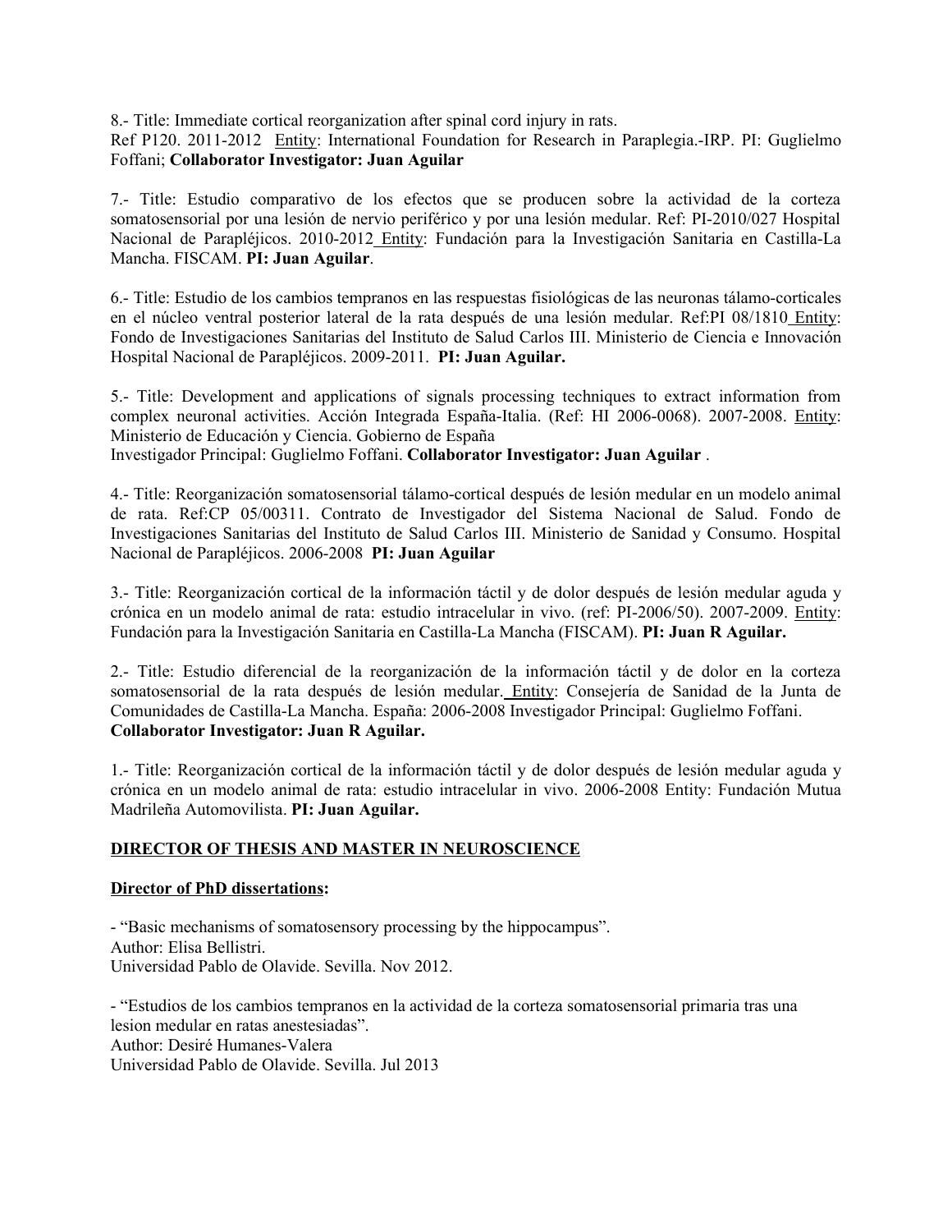8.- Title: Immediate cortical reorganization after spinal cord injury in rats.
Ref P120. 2011-2012 Entity: International Foundation for Research in Paraplegia.-IRP. PI: Guglielmo Foffani; **Collaborator Investigator: Juan Aguilar**

7.- Title: Estudio comparativo de los efectos que se producen sobre la actividad de la corteza somatosensorial por una lesión de nervio periférico y por una lesión medular. Ref: PI-2010/027 Hospital Nacional de Parapléjicos. 2010-2012 Entity: Fundación para la Investigación Sanitaria en Castilla-La Mancha. FISCAM. **PI: Juan Aguilar**.

6.- Title: Estudio de los cambios tempranos en las respuestas fisiológicas de las neuronas tálamo-corticales en el núcleo ventral posterior lateral de la rata después de una lesión medular. Ref:PI 08/1810 Entity: Fondo de Investigaciones Sanitarias del Instituto de Salud Carlos III. Ministerio de Ciencia e Innovación Hospital Nacional de Parapléjicos. 2009-2011. **PI: Juan Aguilar.**

5.- Title: Development and applications of signals processing techniques to extract information from complex neuronal activities. Acción Integrada España-Italia. (Ref: HI 2006-0068). 2007-2008. Entity: Ministerio de Educación y Ciencia. Gobierno de España
Investigador Principal: Guglielmo Foffani. **Collaborator Investigator: Juan Aguilar** .

4.- Title: Reorganización somatosensorial tálamo-cortical después de lesión medular en un modelo animal de rata. Ref:CP 05/00311. Contrato de Investigador del Sistema Nacional de Salud. Fondo de Investigaciones Sanitarias del Instituto de Salud Carlos III. Ministerio de Sanidad y Consumo. Hospital Nacional de Parapléjicos. 2006-2008 **PI: Juan Aguilar**

3.- Title: Reorganización cortical de la información táctil y de dolor después de lesión medular aguda y crónica en un modelo animal de rata: estudio intracelular in vivo. (ref: PI-2006/50). 2007-2009. Entity: Fundación para la Investigación Sanitaria en Castilla-La Mancha (FISCAM). **PI: Juan R Aguilar.**

2.- Title: Estudio diferencial de la reorganización de la información táctil y de dolor en la corteza somatosensorial de la rata después de lesión medular. Entity: Consejería de Sanidad de la Junta de Comunidades de Castilla-La Mancha. España: 2006-2008 Investigador Principal: Guglielmo Foffani.
**Collaborator Investigator: Juan R Aguilar.**

1.- Title: Reorganización cortical de la información táctil y de dolor después de lesión medular aguda y crónica en un modelo animal de rata: estudio intracelular in vivo. 2006-2008 Entity: Fundación Mutua Madrileña Automovilista. **PI: Juan Aguilar.**

## DIRECTOR OF THESIS AND MASTER IN NEUROSCIENCE

### Director of PhD dissertations:

- "Basic mechanisms of somatosensory processing by the hippocampus".
Author: Elisa Bellistri.
Universidad Pablo de Olavide. Sevilla. Nov 2012.

- "Estudios de los cambios tempranos en la actividad de la corteza somatosensorial primaria tras una lesion medular en ratas anestesiadas".
Author: Desiré Humanes-Valera
Universidad Pablo de Olavide. Sevilla. Jul 2013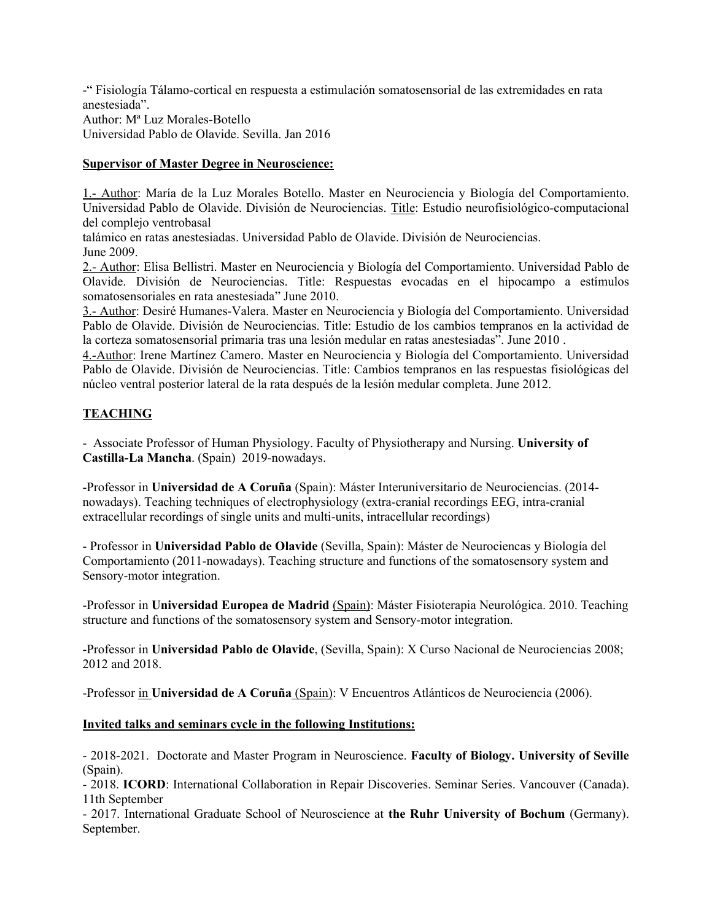-" Fisiología Tálamo-cortical en respuesta a estimulación somatosensorial de las extremidades en rata anestesiada".
Author: Mª Luz Morales-Botello
Universidad Pablo de Olavide. Sevilla. Jan 2016

**Supervisor of Master Degree in Neuroscience:**

1.- Author: María de la Luz Morales Botello. Master en Neurociencia y Biología del Comportamiento. Universidad Pablo de Olavide. División de Neurociencias. Title: Estudio neurofisiológico-computacional del complejo ventrobasal talámico en ratas anestesiadas. Universidad Pablo de Olavide. División de Neurociencias. June 2009.
2.- Author: Elisa Bellistri. Master en Neurociencia y Biología del Comportamiento. Universidad Pablo de Olavide. División de Neurociencias. Title: Respuestas evocadas en el hipocampo a estímulos somatosensoriales en rata anestesiada" June 2010.
3.- Author: Desiré Humanes-Valera. Master en Neurociencia y Biología del Comportamiento. Universidad Pablo de Olavide. División de Neurociencias. Title: Estudio de los cambios tempranos en la actividad de la corteza somatosensorial primaria tras una lesión medular en ratas anestesiadas". June 2010 .
4.-Author: Irene Martínez Camero. Master en Neurociencia y Biología del Comportamiento. Universidad Pablo de Olavide. División de Neurociencias. Title: Cambios tempranos en las respuestas fisiológicas del núcleo ventral posterior lateral de la rata después de la lesión medular completa. June 2012.

## TEACHING

- Associate Professor of Human Physiology. Faculty of Physiotherapy and Nursing. **University of Castilla-La Mancha**. (Spain) 2019-nowadays.

-Professor in **Universidad de A Coruña** (Spain): Máster Interuniversitario de Neurociencias. (2014-nowadays). Teaching techniques of electrophysiology (extra-cranial recordings EEG, intra-cranial extracellular recordings of single units and multi-units, intracellular recordings)

- Professor in **Universidad Pablo de Olavide** (Sevilla, Spain): Máster de Neurociencas y Biología del Comportamiento (2011-nowadays). Teaching structure and functions of the somatosensory system and Sensory-motor integration.

-Professor in **Universidad Europea de Madrid** (Spain): Máster Fisioterapia Neurológica. 2010. Teaching structure and functions of the somatosensory system and Sensory-motor integration.

-Professor in **Universidad Pablo de Olavide**, (Sevilla, Spain): X Curso Nacional de Neurociencias 2008; 2012 and 2018.

-Professor in **Universidad de A Coruña** (Spain): V Encuentros Atlánticos de Neurociencia (2006).

**Invited talks and seminars cycle in the following Institutions:**

- 2018-2021. Doctorate and Master Program in Neuroscience. **Faculty of Biology. University of Seville** (Spain).
- 2018. **ICORD**: International Collaboration in Repair Discoveries. Seminar Series. Vancouver (Canada). 11th September
- 2017. International Graduate School of Neuroscience at **the Ruhr University of Bochum** (Germany). September.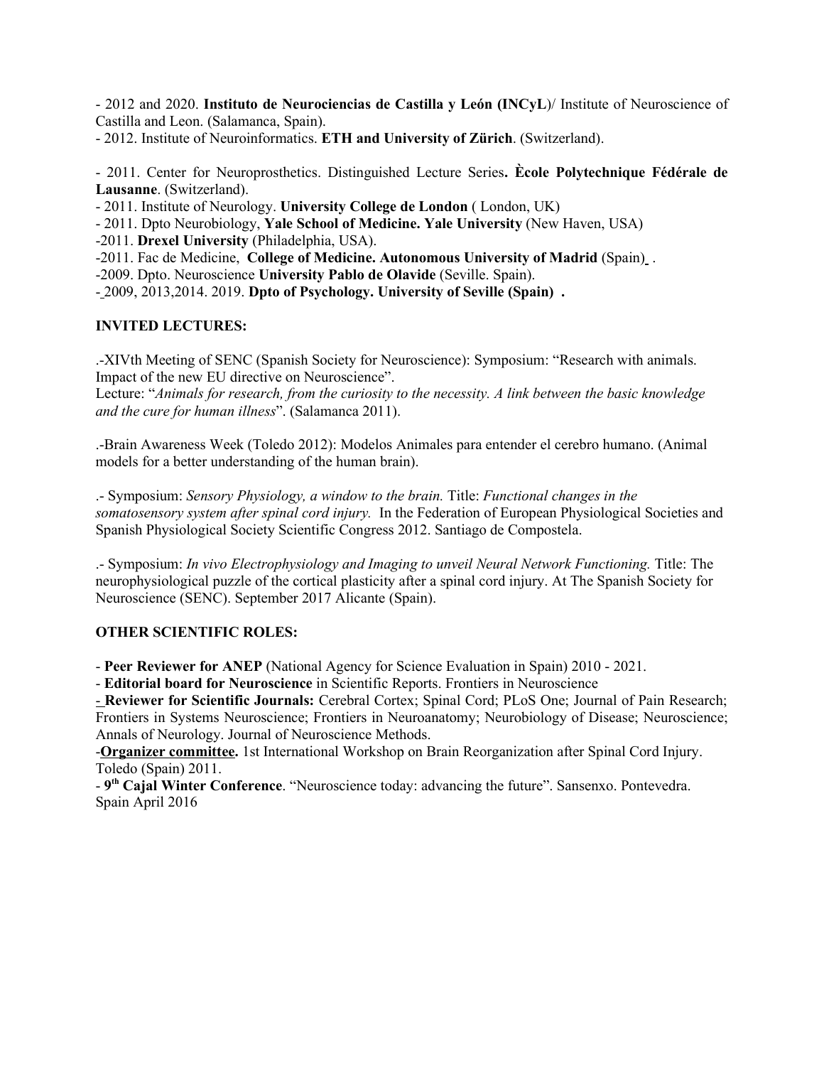- 2012 and 2020. **Instituto de Neurociencias de Castilla y León (INCyL)**/ Institute of Neuroscience of Castilla and Leon. (Salamanca, Spain).
- 2012. Institute of Neuroinformatics. **ETH and University of Zürich**. (Switzerland).

- 2011. Center for Neuroprosthetics. Distinguished Lecture Series**. Ècole Polytechnique Fédérale de Lausanne**. (Switzerland).
- 2011. Institute of Neurology. **University College de London** ( London, UK)
- 2011. Dpto Neurobiology, **Yale School of Medicine. Yale University** (New Haven, USA)
-2011. **Drexel University** (Philadelphia, USA).
-2011. Fac de Medicine, **College of Medicine. Autonomous University of Madrid** (Spain) .
-2009. Dpto. Neuroscience **University Pablo de Olavide** (Seville. Spain).
- 2009, 2013,2014. 2019. **Dpto of Psychology. University of Seville (Spain) .**

**INVITED LECTURES:**

.-XIVth Meeting of SENC (Spanish Society for Neuroscience): Symposium: "Research with animals. Impact of the new EU directive on Neuroscience".
Lecture: "*Animals for research, from the curiosity to the necessity. A link between the basic knowledge and the cure for human illness*". (Salamanca 2011).

.-Brain Awareness Week (Toledo 2012): Modelos Animales para entender el cerebro humano. (Animal models for a better understanding of the human brain).

.- Symposium: *Sensory Physiology, a window to the brain.* Title: *Functional changes in the somatosensory system after spinal cord injury.* In the Federation of European Physiological Societies and Spanish Physiological Society Scientific Congress 2012. Santiago de Compostela.

.- Symposium: *In vivo Electrophysiology and Imaging to unveil Neural Network Functioning.* Title: The neurophysiological puzzle of the cortical plasticity after a spinal cord injury. At The Spanish Society for Neuroscience (SENC). September 2017 Alicante (Spain).

**OTHER SCIENTIFIC ROLES:**

- **Peer Reviewer for ANEP** (National Agency for Science Evaluation in Spain) 2010 - 2021.
- **Editorial board for Neuroscience** in Scientific Reports. Frontiers in Neuroscience
- **Reviewer for Scientific Journals:** Cerebral Cortex; Spinal Cord; PLoS One; Journal of Pain Research; Frontiers in Systems Neuroscience; Frontiers in Neuroanatomy; Neurobiology of Disease; Neuroscience; Annals of Neurology. Journal of Neuroscience Methods.
-**Organizer committee.** 1st International Workshop on Brain Reorganization after Spinal Cord Injury. Toledo (Spain) 2011.
- **9th Cajal Winter Conference**. "Neuroscience today: advancing the future". Sansenxo. Pontevedra. Spain April 2016